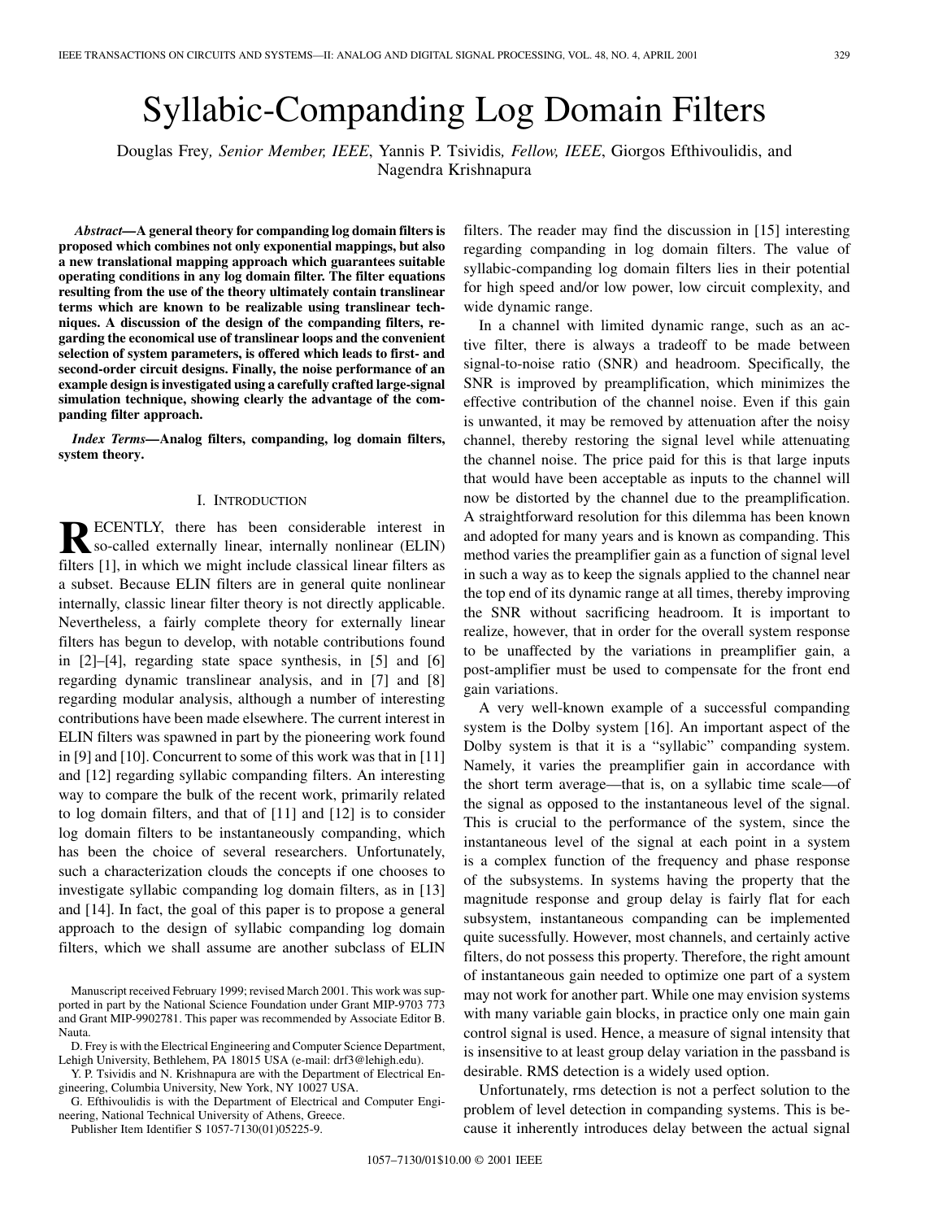# Syllabic-Companding Log Domain Filters

Douglas Frey, *Senior Member, IEEE*, Yannis P. Tsividis, *Fellow, IEEE*, Giorgos Efthivoulidis, and Nagendra Krishnapura

***Abstract*—A general theory for companding log domain filters is proposed which combines not only exponential mappings, but also a new translational mapping approach which guarantees suitable operating conditions in any log domain filter. The filter equations resulting from the use of the theory ultimately contain translinear terms which are known to be realizable using translinear techniques. A discussion of the design of the companding filters, regarding the economical use of translinear loops and the convenient selection of system parameters, is offered which leads to first- and second-order circuit designs. Finally, the noise performance of an example design is investigated using a carefully crafted large-signal simulation technique, showing clearly the advantage of the companding filter approach.**

***Index Terms*—Analog filters, companding, log domain filters, system theory.**

## I. Introduction

Recently, there has been considerable interest in so-called externally linear, internally nonlinear (ELIN) filters [1], in which we might include classical linear filters as a subset. Because ELIN filters are in general quite nonlinear internally, classic linear filter theory is not directly applicable. Nevertheless, a fairly complete theory for externally linear filters has begun to develop, with notable contributions found in [2]–[4], regarding state space synthesis, in [5] and [6] regarding dynamic translinear analysis, and in [7] and [8] regarding modular analysis, although a number of interesting contributions have been made elsewhere. The current interest in ELIN filters was spawned in part by the pioneering work found in [9] and [10]. Concurrent to some of this work was that in [11] and [12] regarding syllabic companding filters. An interesting way to compare the bulk of the recent work, primarily related to log domain filters, and that of [11] and [12] is to consider log domain filters to be instantaneously companding, which has been the choice of several researchers. Unfortunately, such a characterization clouds the concepts if one chooses to investigate syllabic companding log domain filters, as in [13] and [14]. In fact, the goal of this paper is to propose a general approach to the design of syllabic companding log domain filters, which we shall assume are another subclass of ELIN filters. The reader may find the discussion in [15] interesting regarding companding in log domain filters. The value of syllabic-companding log domain filters lies in their potential for high speed and/or low power, low circuit complexity, and wide dynamic range.

In a channel with limited dynamic range, such as an active filter, there is always a tradeoff to be made between signal-to-noise ratio (SNR) and headroom. Specifically, the SNR is improved by preamplification, which minimizes the effective contribution of the channel noise. Even if this gain is unwanted, it may be removed by attenuation after the noisy channel, thereby restoring the signal level while attenuating the channel noise. The price paid for this is that large inputs that would have been acceptable as inputs to the channel will now be distorted by the channel due to the preamplification. A straightforward resolution for this dilemma has been known and adopted for many years and is known as companding. This method varies the preamplifier gain as a function of signal level in such a way as to keep the signals applied to the channel near the top end of its dynamic range at all times, thereby improving the SNR without sacrificing headroom. It is important to realize, however, that in order for the overall system response to be unaffected by the variations in preamplifier gain, a post-amplifier must be used to compensate for the front end gain variations.

A very well-known example of a successful companding system is the Dolby system [16]. An important aspect of the Dolby system is that it is a "syllabic" companding system. Namely, it varies the preamplifier gain in accordance with the short term average—that is, on a syllabic time scale—of the signal as opposed to the instantaneous level of the signal. This is crucial to the performance of the system, since the instantaneous level of the signal at each point in a system is a complex function of the frequency and phase response of the subsystems. In systems having the property that the magnitude response and group delay is fairly flat for each subsystem, instantaneous companding can be implemented quite sucessfully. However, most channels, and certainly active filters, do not possess this property. Therefore, the right amount of instantaneous gain needed to optimize one part of a system may not work for another part. While one may envision systems with many variable gain blocks, in practice only one main gain control signal is used. Hence, a measure of signal intensity that is insensitive to at least group delay variation in the passband is desirable. RMS detection is a widely used option.

Unfortunately, rms detection is not a perfect solution to the problem of level detection in companding systems. This is because it inherently introduces delay between the actual signal

Manuscript received February 1999; revised March 2001. This work was supported in part by the National Science Foundation under Grant MIP-9703 773 and Grant MIP-9902781. This paper was recommended by Associate Editor B. Nauta.

D. Frey is with the Electrical Engineering and Computer Science Department, Lehigh University, Bethlehem, PA 18015 USA (e-mail: drf3@lehigh.edu).

Y. P. Tsividis and N. Krishnapura are with the Department of Electrical Engineering, Columbia University, New York, NY 10027 USA.

G. Efthivoulidis is with the Department of Electrical and Computer Engineering, National Technical University of Athens, Greece.

Publisher Item Identifier S 1057-7130(01)05225-9.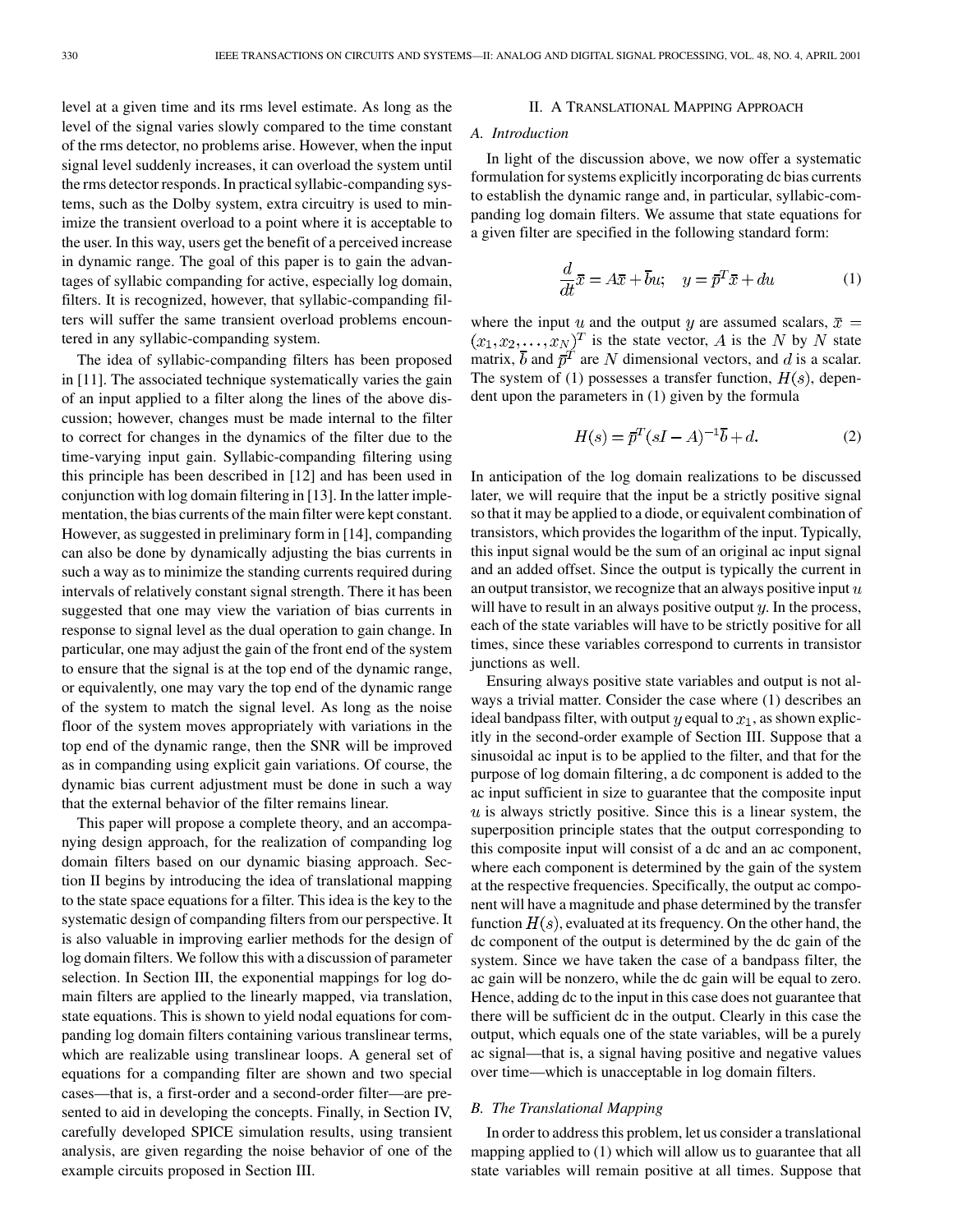level at a given time and its rms level estimate. As long as the level of the signal varies slowly compared to the time constant of the rms detector, no problems arise. However, when the input signal level suddenly increases, it can overload the system until the rms detector responds. In practical syllabic-companding systems, such as the Dolby system, extra circuitry is used to minimize the transient overload to a point where it is acceptable to the user. In this way, users get the benefit of a perceived increase in dynamic range. The goal of this paper is to gain the advantages of syllabic companding for active, especially log domain, filters. It is recognized, however, that syllabic-companding filters will suffer the same transient overload problems encountered in any syllabic-companding system.

The idea of syllabic-companding filters has been proposed in [11]. The associated technique systematically varies the gain of an input applied to a filter along the lines of the above discussion; however, changes must be made internal to the filter to correct for changes in the dynamics of the filter due to the time-varying input gain. Syllabic-companding filtering using this principle has been described in [12] and has been used in conjunction with log domain filtering in [13]. In the latter implementation, the bias currents of the main filter were kept constant. However, as suggested in preliminary form in [14], companding can also be done by dynamically adjusting the bias currents in such a way as to minimize the standing currents required during intervals of relatively constant signal strength. There it has been suggested that one may view the variation of bias currents in response to signal level as the dual operation to gain change. In particular, one may adjust the gain of the front end of the system to ensure that the signal is at the top end of the dynamic range, or equivalently, one may vary the top end of the dynamic range of the system to match the signal level. As long as the noise floor of the system moves appropriately with variations in the top end of the dynamic range, then the SNR will be improved as in companding using explicit gain variations. Of course, the dynamic bias current adjustment must be done in such a way that the external behavior of the filter remains linear.

This paper will propose a complete theory, and an accompanying design approach, for the realization of companding log domain filters based on our dynamic biasing approach. Section II begins by introducing the idea of translational mapping to the state space equations for a filter. This idea is the key to the systematic design of companding filters from our perspective. It is also valuable in improving earlier methods for the design of log domain filters. We follow this with a discussion of parameter selection. In Section III, the exponential mappings for log domain filters are applied to the linearly mapped, via translation, state equations. This is shown to yield nodal equations for companding log domain filters containing various translinear terms, which are realizable using translinear loops. A general set of equations for a companding filter are shown and two special cases—that is, a first-order and a second-order filter—are presented to aid in developing the concepts. Finally, in Section IV, carefully developed SPICE simulation results, using transient analysis, are given regarding the noise behavior of one of the example circuits proposed in Section III.

## II. A Translational Mapping Approach

### A. Introduction

In light of the discussion above, we now offer a systematic formulation for systems explicitly incorporating dc bias currents to establish the dynamic range and, in particular, syllabic-companding log domain filters. We assume that state equations for a given filter are specified in the following standard form:

$$\frac{d}{dt}\bar{x} = A\bar{x} + \bar{b}u; \quad y = \bar{p}^T\bar{x} + du \tag{1}$$

where the input $u$ and the output $y$ are assumed scalars, $\bar{x} = (x_1, x_2, \ldots, x_N)^T$ is the state vector, $A$ is the $N$ by $N$ state matrix, $\bar{b}$ and $\bar{p}^T$ are $N$ dimensional vectors, and $d$ is a scalar. The system of (1) possesses a transfer function, $H(s)$, dependent upon the parameters in (1) given by the formula

$$H(s) = \bar{p}^T(sI - A)^{-1}\bar{b} + d. \tag{2}$$

In anticipation of the log domain realizations to be discussed later, we will require that the input be a strictly positive signal so that it may be applied to a diode, or equivalent combination of transistors, which provides the logarithm of the input. Typically, this input signal would be the sum of an original ac input signal and an added offset. Since the output is typically the current in an output transistor, we recognize that an always positive input $u$ will have to result in an always positive output $y$. In the process, each of the state variables will have to be strictly positive for all times, since these variables correspond to currents in transistor junctions as well.

Ensuring always positive state variables and output is not always a trivial matter. Consider the case where (1) describes an ideal bandpass filter, with output $y$ equal to $x_1$, as shown explicitly in the second-order example of Section III. Suppose that a sinusoidal ac input is to be applied to the filter, and that for the purpose of log domain filtering, a dc component is added to the ac input sufficient in size to guarantee that the composite input $u$ is always strictly positive. Since this is a linear system, the superposition principle states that the output corresponding to this composite input will consist of a dc and an ac component, where each component is determined by the gain of the system at the respective frequencies. Specifically, the output ac component will have a magnitude and phase determined by the transfer function $H(s)$, evaluated at its frequency. On the other hand, the dc component of the output is determined by the dc gain of the system. Since we have taken the case of a bandpass filter, the ac gain will be nonzero, while the dc gain will be equal to zero. Hence, adding dc to the input in this case does not guarantee that there will be sufficient dc in the output. Clearly in this case the output, which equals one of the state variables, will be a purely ac signal—that is, a signal having positive and negative values over time—which is unacceptable in log domain filters.

### B. The Translational Mapping

In order to address this problem, let us consider a translational mapping applied to (1) which will allow us to guarantee that all state variables will remain positive at all times. Suppose that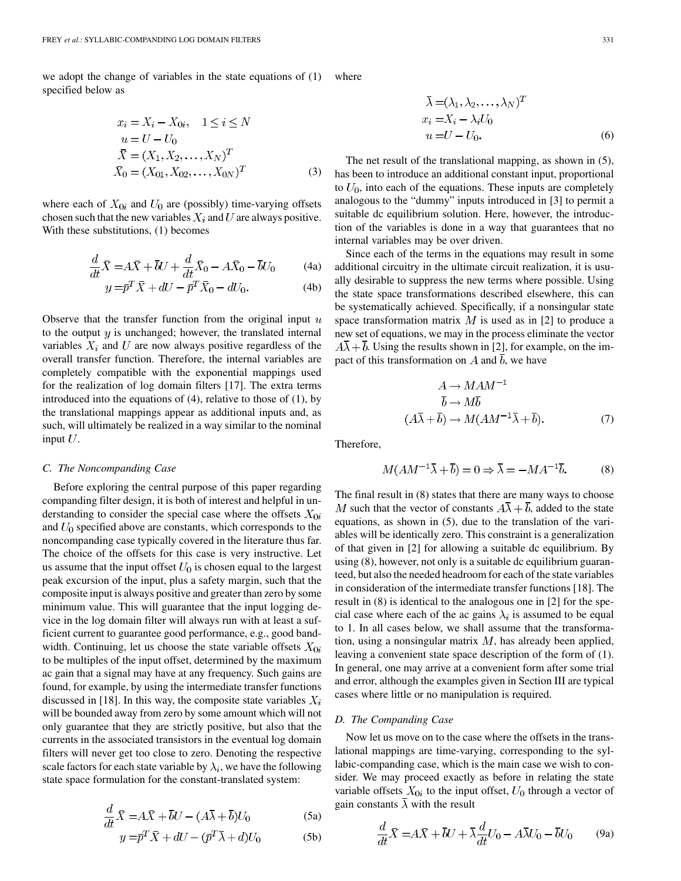we adopt the change of variables in the state equations of (1) specified below as

$$
\begin{aligned}
x_i &= X_i - X_{0i}, \quad 1 \le i \le N \\
u &= U - U_0 \\
\bar{X} &= (X_1, X_2, \ldots, X_N)^T \\
\bar{X}_0 &= (X_{01}, X_{02}, \ldots, X_{0N})^T
\end{aligned} \tag{3}
$$

where each of $X_{0i}$ and $U_0$ are (possibly) time-varying offsets chosen such that the new variables $X_i$ and $U$ are always positive. With these substitutions, (1) becomes

$$
\frac{d}{dt}\bar{X} = A\bar{X} + \bar{b}U + \frac{d}{dt}\bar{X}_0 - A\bar{X}_0 - \bar{b}U_0 \tag{4a}
$$

$$
y = \bar{p}^T\bar{X} + dU - \bar{p}^T\bar{X}_0 - dU_0. \tag{4b}
$$

Observe that the transfer function from the original input $u$ to the output $y$ is unchanged; however, the translated internal variables $X_i$ and $U$ are now always positive regardless of the overall transfer function. Therefore, the internal variables are completely compatible with the exponential mappings used for the realization of log domain filters [17]. The extra terms introduced into the equations of (4), relative to those of (1), by the translational mappings appear as additional inputs and, as such, will ultimately be realized in a way similar to the nominal input $U$.

### C. The Noncompanding Case

Before exploring the central purpose of this paper regarding companding filter design, it is both of interest and helpful in understanding to consider the special case where the offsets $X_{0i}$ and $U_0$ specified above are constants, which corresponds to the noncompanding case typically covered in the literature thus far. The choice of the offsets for this case is very instructive. Let us assume that the input offset $U_0$ is chosen equal to the largest peak excursion of the input, plus a safety margin, such that the composite input is always positive and greater than zero by some minimum value. This will guarantee that the input logging device in the log domain filter will always run with at least a sufficient current to guarantee good performance, e.g., good bandwidth. Continuing, let us choose the state variable offsets $X_{0i}$ to be multiples of the input offset, determined by the maximum ac gain that a signal may have at any frequency. Such gains are found, for example, by using the intermediate transfer functions discussed in [18]. In this way, the composite state variables $X_i$ will be bounded away from zero by some amount which will not only guarantee that they are strictly positive, but also that the currents in the associated transistors in the eventual log domain filters will never get too close to zero. Denoting the respective scale factors for each state variable by $\lambda_i$, we have the following state space formulation for the constant-translated system:

$$
\frac{d}{dt}\bar{X} = A\bar{X} + \bar{b}U - (A\bar{\lambda} + \bar{b})U_0 \tag{5a}
$$

$$
y = \bar{p}^T\bar{X} + dU - (\bar{p}^T\bar{\lambda} + d)U_0 \tag{5b}
$$

where

$$
\begin{aligned}
\bar{\lambda} &= (\lambda_1, \lambda_2, \ldots, \lambda_N)^T \\
x_i &= X_i - \lambda_i U_0 \\
u &= U - U_0.
\end{aligned} \tag{6}
$$

The net result of the translational mapping, as shown in (5), has been to introduce an additional constant input, proportional to $U_0$, into each of the equations. These inputs are completely analogous to the "dummy" inputs introduced in [3] to permit a suitable dc equilibrium solution. Here, however, the introduction of the variables is done in a way that guarantees that no internal variables may be over driven.

Since each of the terms in the equations may result in some additional circuitry in the ultimate circuit realization, it is usually desirable to suppress the new terms where possible. Using the state space transformations described elsewhere, this can be systematically achieved. Specifically, if a nonsingular state space transformation matrix $M$ is used as in [2] to produce a new set of equations, we may in the process eliminate the vector $A\bar{\lambda} + \bar{b}$. Using the results shown in [2], for example, on the impact of this transformation on $A$ and $\bar{b}$, we have

$$
\begin{aligned}
A &\rightarrow MAM^{-1} \\
\bar{b} &\rightarrow M\bar{b} \\
(A\bar{\lambda} + \bar{b}) &\rightarrow M(AM^{-1}\bar{\lambda} + \bar{b}).
\end{aligned} \tag{7}
$$

Therefore,

$$
M(AM^{-1}\bar{\lambda} + \bar{b}) = 0 \Rightarrow \bar{\lambda} = -MA^{-1}\bar{b}. \tag{8}
$$

The final result in (8) states that there are many ways to choose $M$ such that the vector of constants $A\bar{\lambda} + \bar{b}$, added to the state equations, as shown in (5), due to the translation of the variables will be identically zero. This constraint is a generalization of that given in [2] for allowing a suitable dc equilibrium. By using (8), however, not only is a suitable dc equilibrium guaranteed, but also the needed headroom for each of the state variables in consideration of the intermediate transfer functions [18]. The result in (8) is identical to the analogous one in [2] for the special case where each of the ac gains $\lambda_i$ is assumed to be equal to 1. In all cases below, we shall assume that the transformation, using a nonsingular matrix $M$, has already been applied, leaving a convenient state space description of the form of (1). In general, one may arrive at a convenient form after some trial and error, although the examples given in Section III are typical cases where little or no manipulation is required.

### D. The Companding Case

Now let us move on to the case where the offsets in the translational mappings are time-varying, corresponding to the syllabic-companding case, which is the main case we wish to consider. We may proceed exactly as before in relating the state variable offsets $X_{0i}$ to the input offset, $U_0$ through a vector of gain constants $\bar{\lambda}$ with the result

$$
\frac{d}{dt}\bar{X} = A\bar{X} + \bar{b}U + \bar{\lambda}\frac{d}{dt}U_0 - A\bar{\lambda}U_0 - \bar{b}U_0 \tag{9a}
$$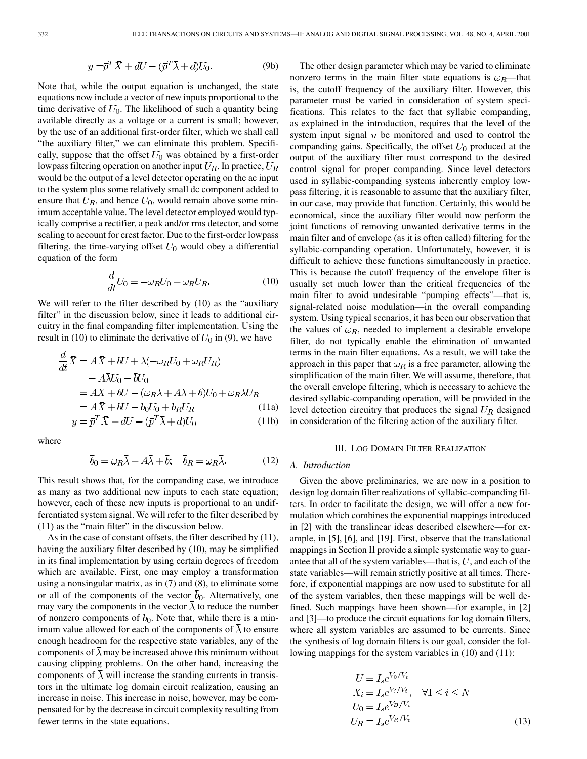$$y = \bar{p}^T \bar{X} + dU - (\bar{p}^T \bar{\lambda} + d)U_0. \tag{9b}$$

Note that, while the output equation is unchanged, the state equations now include a vector of new inputs proportional to the time derivative of $U_0$. The likelihood of such a quantity being available directly as a voltage or a current is small; however, by the use of an additional first-order filter, which we shall call "the auxiliary filter," we can eliminate this problem. Specifically, suppose that the offset $U_0$ was obtained by a first-order lowpass filtering operation on another input $U_R$. In practice, $U_R$ would be the output of a level detector operating on the ac input to the system plus some relatively small dc component added to ensure that $U_R$, and hence $U_0$, would remain above some minimum acceptable value. The level detector employed would typically comprise a rectifier, a peak and/or rms detector, and some scaling to account for crest factor. Due to the first-order lowpass filtering, the time-varying offset $U_0$ would obey a differential equation of the form

$$\frac{d}{dt} U_0 = -\omega_R U_0 + \omega_R U_R. \tag{10}$$

We will refer to the filter described by (10) as the "auxiliary filter" in the discussion below, since it leads to additional circuitry in the final companding filter implementation. Using the result in (10) to eliminate the derivative of $U_0$ in (9), we have

$$\begin{aligned} \frac{d}{dt} \bar{X} &= A\bar{X} + \bar{b}U + \bar{\lambda}(-\omega_R U_0 + \omega_R U_R) \\ &\quad - A\bar{\lambda}U_0 - \bar{b}U_0 \\ &= A\bar{X} + \bar{b}U - (\omega_R \bar{\lambda} + A\bar{\lambda} + \bar{b})U_0 + \omega_R \bar{\lambda} U_R \\ &= A\bar{X} + \bar{b}U - \bar{b}_0 U_0 + \bar{b}_R U_R \end{aligned} \tag{11a}$$

$$y = \bar{p}^T \bar{X} + dU - (\bar{p}^T \bar{\lambda} + d)U_0 \tag{11b}$$

where

$$\bar{b}_0 = \omega_R \bar{\lambda} + A\bar{\lambda} + \bar{b}; \quad \bar{b}_R = \omega_R \bar{\lambda}. \tag{12}$$

This result shows that, for the companding case, we introduce as many as two additional new inputs to each state equation; however, each of these new inputs is proportional to an undifferentiated system signal. We will refer to the filter described by (11) as the "main filter" in the discussion below.

As in the case of constant offsets, the filter described by (11), having the auxiliary filter described by (10), may be simplified in its final implementation by using certain degrees of freedom which are available. First, one may employ a transformation using a nonsingular matrix, as in (7) and (8), to eliminate some or all of the components of the vector $\bar{b}_0$. Alternatively, one may vary the components in the vector $\bar{\lambda}$ to reduce the number of nonzero components of $\bar{b}_0$. Note that, while there is a minimum value allowed for each of the components of $\bar{\lambda}$ to ensure enough headroom for the respective state variables, any of the components of $\bar{\lambda}$ may be increased above this minimum without causing clipping problems. On the other hand, increasing the components of $\bar{\lambda}$ will increase the standing currents in transistors in the ultimate log domain circuit realization, causing an increase in noise. This increase in noise, however, may be compensated for by the decrease in circuit complexity resulting from fewer terms in the state equations.

The other design parameter which may be varied to eliminate nonzero terms in the main filter state equations is $\omega_R$—that is, the cutoff frequency of the auxiliary filter. However, this parameter must be varied in consideration of system specifications. This relates to the fact that syllabic companding, as explained in the introduction, requires that the level of the system input signal $u$ be monitored and used to control the companding gains. Specifically, the offset $U_0$ produced at the output of the auxiliary filter must correspond to the desired control signal for proper companding. Since level detectors used in syllabic-companding systems inherently employ lowpass filtering, it is reasonable to assume that the auxiliary filter, in our case, may provide that function. Certainly, this would be economical, since the auxiliary filter would now perform the joint functions of removing unwanted derivative terms in the main filter and of envelope (as it is often called) filtering for the syllabic-companding operation. Unfortunately, however, it is difficult to achieve these functions simultaneously in practice. This is because the cutoff frequency of the envelope filter is usually set much lower than the critical frequencies of the main filter to avoid undesirable "pumping effects"—that is, signal-related noise modulation—in the overall companding system. Using typical scenarios, it has been our observation that the values of $\omega_R$, needed to implement a desirable envelope filter, do not typically enable the elimination of unwanted terms in the main filter equations. As a result, we will take the approach in this paper that $\omega_R$ is a free parameter, allowing the simplification of the main filter. We will assume, therefore, that the overall envelope filtering, which is necessary to achieve the desired syllabic-companding operation, will be provided in the level detection circuitry that produces the signal $U_R$ designed in consideration of the filtering action of the auxiliary filter.

## III. Log Domain Filter Realization

### A. Introduction

Given the above preliminaries, we are now in a position to design log domain filter realizations of syllabic-companding filters. In order to facilitate the design, we will offer a new formulation which combines the exponential mappings introduced in [2] with the translinear ideas described elsewhere—for example, in [5], [6], and [19]. First, observe that the translational mappings in Section II provide a simple systematic way to guarantee that all of the system variables—that is, $U$, and each of the state variables—will remain strictly positive at all times. Therefore, if exponential mappings are now used to substitute for all of the system variables, then these mappings will be well defined. Such mappings have been shown—for example, in [2] and [3]—to produce the circuit equations for log domain filters, where all system variables are assumed to be currents. Since the synthesis of log domain filters is our goal, consider the following mappings for the system variables in (10) and (11):

$$\begin{aligned} U &= I_s e^{V_0/V_t} \\ X_i &= I_s e^{V_i/V_t}, \quad \forall 1 \leq i \leq N \\ U_0 &= I_s e^{V_B/V_t} \\ U_R &= I_s e^{V_R/V_t} \end{aligned} \tag{13}$$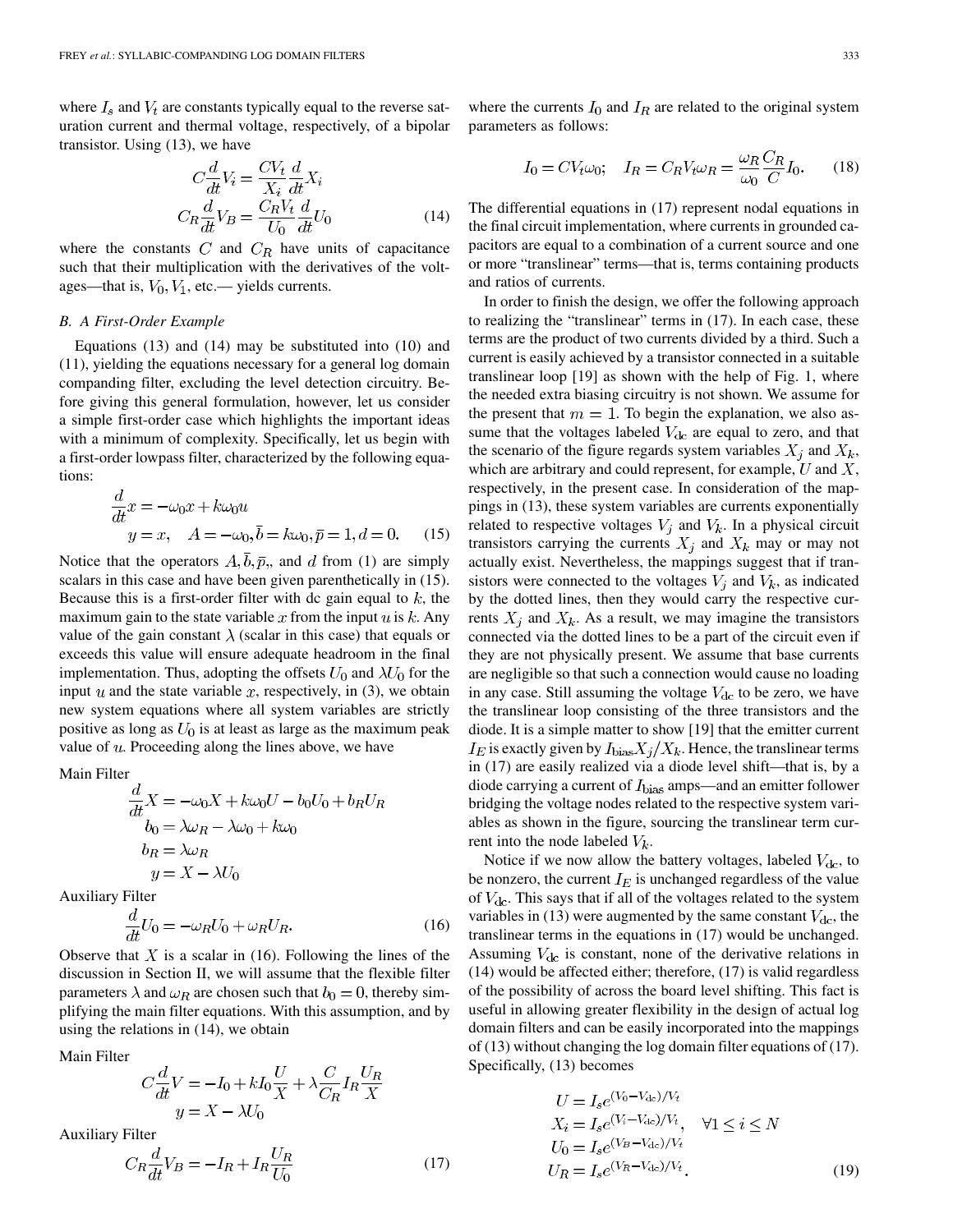where $I_s$ and $V_t$ are constants typically equal to the reverse saturation current and thermal voltage, respectively, of a bipolar transistor. Using (13), we have

$$
\begin{aligned}
C\frac{d}{dt}V_i &= \frac{CV_t}{X_i}\frac{d}{dt}X_i \\
C_R\frac{d}{dt}V_B &= \frac{C_R V_t}{U_0}\frac{d}{dt}U_0
\end{aligned} \tag{14}
$$

where the constants $C$ and $C_R$ have units of capacitance such that their multiplication with the derivatives of the voltages—that is, $V_0, V_1$, etc.— yields currents.

### B. A First-Order Example

Equations (13) and (14) may be substituted into (10) and (11), yielding the equations necessary for a general log domain companding filter, excluding the level detection circuitry. Before giving this general formulation, however, let us consider a simple first-order case which highlights the important ideas with a minimum of complexity. Specifically, let us begin with a first-order lowpass filter, characterized by the following equations:

$$
\begin{aligned}
&\frac{d}{dt}x = -\omega_0 x + k\omega_0 u \\
&y = x, \quad A = -\omega_0, \bar{b} = k\omega_0, \bar{p} = 1, d = 0.
\end{aligned} \tag{15}
$$

Notice that the operators $A, \bar{b}, \bar{p}$, and $d$ from (1) are simply scalars in this case and have been given parenthetically in (15). Because this is a first-order filter with dc gain equal to $k$, the maximum gain to the state variable $x$ from the input $u$ is $k$. Any value of the gain constant $\lambda$ (scalar in this case) that equals or exceeds this value will ensure adequate headroom in the final implementation. Thus, adopting the offsets $U_0$ and $\lambda U_0$ for the input $u$ and the state variable $x$, respectively, in (3), we obtain new system equations where all system variables are strictly positive as long as $U_0$ is at least as large as the maximum peak value of $u$. Proceeding along the lines above, we have

Main Filter

$$
\begin{aligned}
\frac{d}{dt}X &= -\omega_0 X + k\omega_0 U - b_0 U_0 + b_R U_R \\
b_0 &= \lambda\omega_R - \lambda\omega_0 + k\omega_0 \\
b_R &= \lambda\omega_R \\
y &= X - \lambda U_0
\end{aligned}
$$

Auxiliary Filter

$$
\frac{d}{dt}U_0 = -\omega_R U_0 + \omega_R U_R. \tag{16}
$$

Observe that $X$ is a scalar in (16). Following the lines of the discussion in Section II, we will assume that the flexible filter parameters $\lambda$ and $\omega_R$ are chosen such that $b_0 = 0$, thereby simplifying the main filter equations. With this assumption, and by using the relations in (14), we obtain

Main Filter

$$
\begin{aligned}
C\frac{d}{dt}V &= -I_0 + kI_0\frac{U}{X} + \lambda\frac{C}{C_R}I_R\frac{U_R}{X} \\
y &= X - \lambda U_0
\end{aligned}
$$

Auxiliary Filter

$$
C_R\frac{d}{dt}V_B = -I_R + I_R\frac{U_R}{U_0} \tag{17}
$$

where the currents $I_0$ and $I_R$ are related to the original system parameters as follows:

$$
I_0 = CV_t\omega_0; \quad I_R = C_R V_t \omega_R = \frac{\omega_R}{\omega_0}\frac{C_R}{C}I_0. \tag{18}
$$

The differential equations in (17) represent nodal equations in the final circuit implementation, where currents in grounded capacitors are equal to a combination of a current source and one or more "translinear" terms—that is, terms containing products and ratios of currents.

In order to finish the design, we offer the following approach to realizing the "translinear" terms in (17). In each case, these terms are the product of two currents divided by a third. Such a current is easily achieved by a transistor connected in a suitable translinear loop [19] as shown with the help of Fig. 1, where the needed extra biasing circuitry is not shown. We assume for the present that $m = 1$. To begin the explanation, we also assume that the voltages labeled $V_{\rm dc}$ are equal to zero, and that the scenario of the figure regards system variables $X_j$ and $X_k$, which are arbitrary and could represent, for example, $U$ and $X$, respectively, in the present case. In consideration of the mappings in (13), these system variables are currents exponentially related to respective voltages $V_j$ and $V_k$. In a physical circuit transistors carrying the currents $X_j$ and $X_k$ may or may not actually exist. Nevertheless, the mappings suggest that if transistors were connected to the voltages $V_j$ and $V_k$, as indicated by the dotted lines, then they would carry the respective currents $X_j$ and $X_k$. As a result, we may imagine the transistors connected via the dotted lines to be a part of the circuit even if they are not physically present. We assume that base currents are negligible so that such a connection would cause no loading in any case. Still assuming the voltage $V_{\rm dc}$ to be zero, we have the translinear loop consisting of the three transistors and the diode. It is a simple matter to show [19] that the emitter current $I_E$ is exactly given by $I_{\rm bias}X_j/X_k$. Hence, the translinear terms in (17) are easily realized via a diode level shift—that is, by a diode carrying a current of $I_{\rm bias}$ amps—and an emitter follower bridging the voltage nodes related to the respective system variables as shown in the figure, sourcing the translinear term current into the node labeled $V_k$.

Notice if we now allow the battery voltages, labeled $V_{\rm dc}$, to be nonzero, the current $I_E$ is unchanged regardless of the value of $V_{\rm dc}$. This says that if all of the voltages related to the system variables in (13) were augmented by the same constant $V_{\rm dc}$, the translinear terms in the equations in (17) would be unchanged. Assuming $V_{\rm dc}$ is constant, none of the derivative relations in (14) would be affected either; therefore, (17) is valid regardless of the possibility of across the board level shifting. This fact is useful in allowing greater flexibility in the design of actual log domain filters and can be easily incorporated into the mappings of (13) without changing the log domain filter equations of (17). Specifically, (13) becomes

$$
\begin{aligned}
U &= I_s e^{(V_0 - V_{\rm dc})/V_t} \\
X_i &= I_s e^{(V_i - V_{\rm dc})/V_t}, \quad \forall 1 \le i \le N \\
U_0 &= I_s e^{(V_B - V_{\rm dc})/V_t} \\
U_R &= I_s e^{(V_R - V_{\rm dc})/V_t}.
\end{aligned} \tag{19}
$$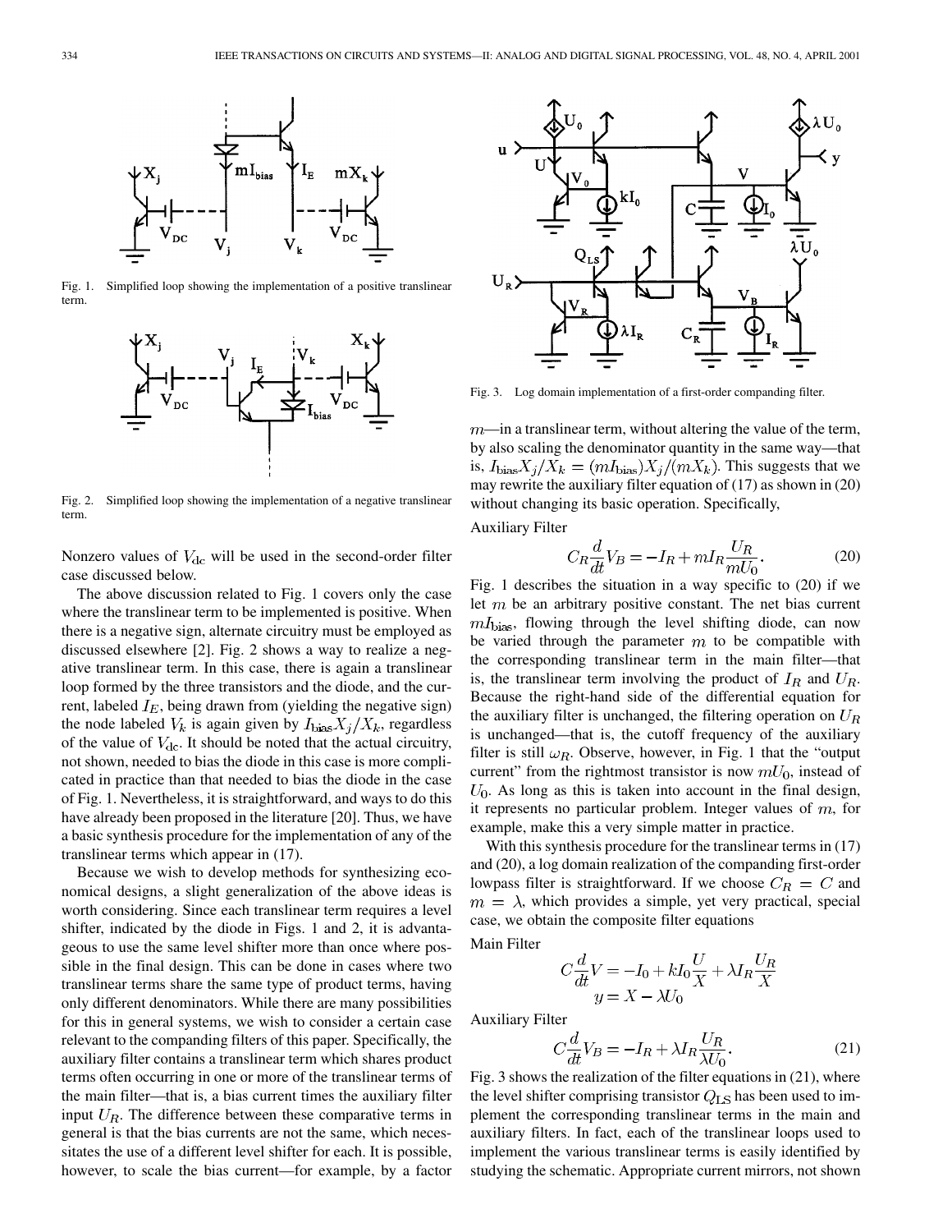Fig. 1. Simplified loop showing the implementation of a positive translinear term.

Fig. 2. Simplified loop showing the implementation of a negative translinear term.

Nonzero values of $V_{\rm dc}$ will be used in the second-order filter case discussed below.

The above discussion related to Fig. 1 covers only the case where the translinear term to be implemented is positive. When there is a negative sign, alternate circuitry must be employed as discussed elsewhere [2]. Fig. 2 shows a way to realize a negative translinear term. In this case, there is again a translinear loop formed by the three transistors and the diode, and the current, labeled $I_E$, being drawn from (yielding the negative sign) the node labeled $V_k$ is again given by $I_{\rm bias}X_j/X_k$, regardless of the value of $V_{\rm dc}$. It should be noted that the actual circuitry, not shown, needed to bias the diode in this case is more complicated in practice than that needed to bias the diode in the case of Fig. 1. Nevertheless, it is straightforward, and ways to do this have already been proposed in the literature [20]. Thus, we have a basic synthesis procedure for the implementation of any of the translinear terms which appear in (17).

Because we wish to develop methods for synthesizing economical designs, a slight generalization of the above ideas is worth considering. Since each translinear term requires a level shifter, indicated by the diode in Figs. 1 and 2, it is advantageous to use the same level shifter more than once where possible in the final design. This can be done in cases where two translinear terms share the same type of product terms, having only different denominators. While there are many possibilities for this in general systems, we wish to consider a certain case relevant to the companding filters of this paper. Specifically, the auxiliary filter contains a translinear term which shares product terms often occurring in one or more of the translinear terms of the main filter—that is, a bias current times the auxiliary filter input $U_R$. The difference between these comparative terms in general is that the bias currents are not the same, which necessitates the use of a different level shifter for each. It is possible, however, to scale the bias current—for example, by a factor $m$—in a translinear term, without altering the value of the term, by also scaling the denominator quantity in the same way—that is, $I_{\rm bias}X_j/X_k = (mI_{\rm bias})X_j/(mX_k)$. This suggests that we may rewrite the auxiliary filter equation of (17) as shown in (20) without changing its basic operation. Specifically,

Auxiliary Filter

$$C_R\frac{d}{dt}V_B = -I_R + mI_R\frac{U_R}{mU_0}. \tag{20}$$

Fig. 1 describes the situation in a way specific to (20) if we let $m$ be an arbitrary positive constant. The net bias current $mI_{\rm bias}$, flowing through the level shifting diode, can now be varied through the parameter $m$ to be compatible with the corresponding translinear term in the main filter—that is, the translinear term involving the product of $I_R$ and $U_R$. Because the right-hand side of the differential equation for the auxiliary filter is unchanged, the filtering operation on $U_R$ is unchanged—that is, the cutoff frequency of the auxiliary filter is still $\omega_R$. Observe, however, in Fig. 1 that the "output current" from the rightmost transistor is now $mU_0$, instead of $U_0$. As long as this is taken into account in the final design, it represents no particular problem. Integer values of $m$, for example, make this a very simple matter in practice.

With this synthesis procedure for the translinear terms in (17) and (20), a log domain realization of the companding first-order lowpass filter is straightforward. If we choose $C_R = C$ and $m = \lambda$, which provides a simple, yet very practical, special case, we obtain the composite filter equations

Main Filter

$$C\frac{d}{dt}V = -I_0 + kI_0\frac{U}{X} + \lambda I_R\frac{U_R}{X}$$
$$y = X - \lambda U_0$$

Auxiliary Filter

$$C\frac{d}{dt}V_B = -I_R + \lambda I_R\frac{U_R}{\lambda U_0}. \tag{21}$$

Fig. 3 shows the realization of the filter equations in (21), where the level shifter comprising transistor $Q_{\rm LS}$ has been used to implement the corresponding translinear terms in the main and auxiliary filters. In fact, each of the translinear loops used to implement the various translinear terms is easily identified by studying the schematic. Appropriate current mirrors, not shown

Fig. 3. Log domain implementation of a first-order companding filter.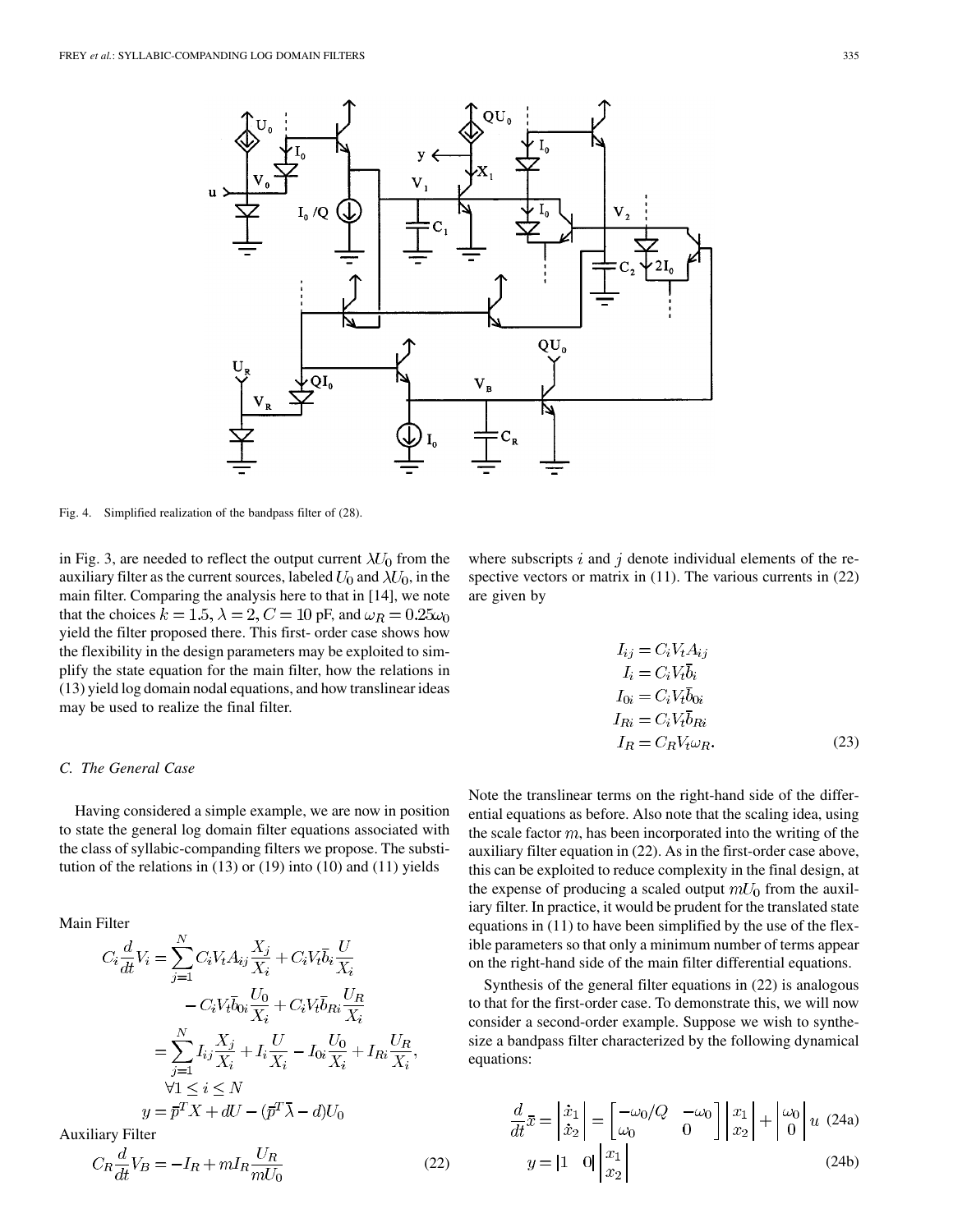Fig. 4. Simplified realization of the bandpass filter of (28).

in Fig. 3, are needed to reflect the output current $\lambda U_0$ from the auxiliary filter as the current sources, labeled $U_0$ and $\lambda U_0$, in the main filter. Comparing the analysis here to that in [14], we note that the choices $k = 1.5$, $\lambda = 2$, $C = 10$ pF, and $\omega_R = 0.25\omega_0$ yield the filter proposed there. This first- order case shows how the flexibility in the design parameters may be exploited to simplify the state equation for the main filter, how the relations in (13) yield log domain nodal equations, and how translinear ideas may be used to realize the final filter.

### C. The General Case

Having considered a simple example, we are now in position to state the general log domain filter equations associated with the class of syllabic-companding filters we propose. The substitution of the relations in (13) or (19) into (10) and (11) yields

Main Filter

$$
\begin{aligned}
C_i \frac{d}{dt} V_i &= \sum_{j=1}^{N} C_i V_t A_{ij} \frac{X_j}{X_i} + C_i V_t \bar{b}_i \frac{U}{X_i} \\
&\quad - C_i V_t \bar{b}_{0i} \frac{U_0}{X_i} + C_i V_t \bar{b}_{Ri} \frac{U_R}{X_i} \\
&= \sum_{j=1}^{N} I_{ij} \frac{X_j}{X_i} + I_i \frac{U}{X_i} - I_{0i} \frac{U_0}{X_i} + I_{Ri} \frac{U_R}{X_i}, \\
&\quad \forall 1 \le i \le N \\
y &= \bar{p}^T X + dU - (\bar{p}^T \bar{\lambda} - d) U_0
\end{aligned}
$$

Auxiliary Filter

$$
C_R \frac{d}{dt} V_B = -I_R + m I_R \frac{U_R}{m U_0} \tag{22}
$$

where subscripts $i$ and $j$ denote individual elements of the respective vectors or matrix in (11). The various currents in (22) are given by

$$
\begin{aligned}
I_{ij} &= C_i V_t A_{ij} \\
I_i &= C_i V_t \bar{b}_i \\
I_{0i} &= C_i V_t \bar{b}_{0i} \\
I_{Ri} &= C_i V_t \bar{b}_{Ri} \\
I_R &= C_R V_t \omega_R.
\end{aligned} \tag{23}
$$

Note the translinear terms on the right-hand side of the differential equations as before. Also note that the scaling idea, using the scale factor $m$, has been incorporated into the writing of the auxiliary filter equation in (22). As in the first-order case above, this can be exploited to reduce complexity in the final design, at the expense of producing a scaled output $mU_0$ from the auxiliary filter. In practice, it would be prudent for the translated state equations in (11) to have been simplified by the use of the flexible parameters so that only a minimum number of terms appear on the right-hand side of the main filter differential equations.

Synthesis of the general filter equations in (22) is analogous to that for the first-order case. To demonstrate this, we will now consider a second-order example. Suppose we wish to synthesize a bandpass filter characterized by the following dynamical equations:

$$
\frac{d}{dt}\bar{x} = \begin{vmatrix} \dot{x}_1 \\ \dot{x}_2 \end{vmatrix} = \begin{bmatrix} -\omega_0/Q & -\omega_0 \\ \omega_0 & 0 \end{bmatrix} \begin{vmatrix} x_1 \\ x_2 \end{vmatrix} + \begin{vmatrix} \omega_0 \\ 0 \end{vmatrix} u \tag{24a}
$$

$$
y = \begin{vmatrix} 1 & 0 \end{vmatrix} \begin{vmatrix} x_1 \\ x_2 \end{vmatrix} \tag{24b}
$$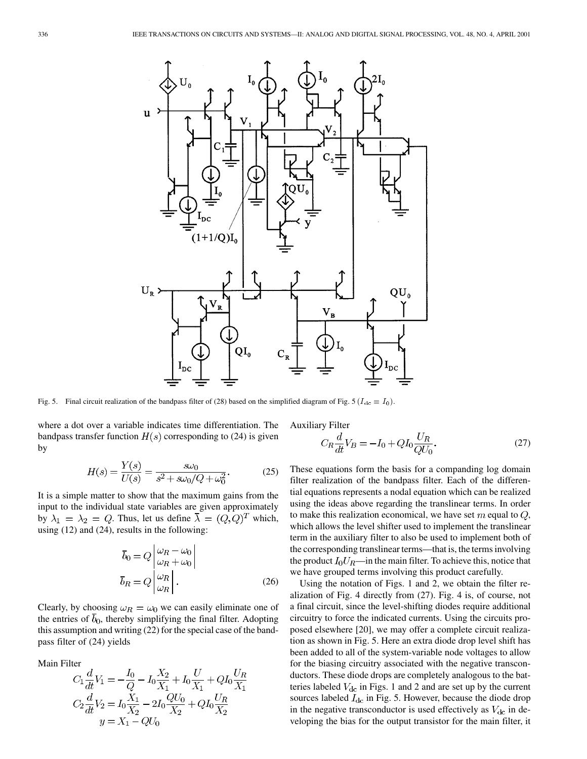Fig. 5. Final circuit realization of the bandpass filter of (28) based on the simplified diagram of Fig. 5 ($I_{\rm dc} = I_0$).

where a dot over a variable indicates time differentiation. The bandpass transfer function $H(s)$ corresponding to (24) is given by

$$H(s) = \frac{Y(s)}{U(s)} = \frac{s\omega_0}{s^2 + s\omega_0/Q + \omega_0^2}. \tag{25}$$

It is a simple matter to show that the maximum gains from the input to the individual state variables are given approximately by $\lambda_1 = \lambda_2 = Q$. Thus, let us define $\overline{\lambda} = (Q, Q)^T$ which, using (12) and (24), results in the following:

$$\overline{b}_0 = Q\begin{vmatrix} \omega_R - \omega_0 \\ \omega_R + \omega_0 \end{vmatrix}$$
$$\overline{b}_R = Q\begin{vmatrix} \omega_R \\ \omega_R \end{vmatrix}. \tag{26}$$

Clearly, by choosing $\omega_R = \omega_0$ we can easily eliminate one of the entries of $\overline{b}_0$, thereby simplifying the final filter. Adopting this assumption and writing (22) for the special case of the bandpass filter of (24) yields

Main Filter

$$C_1 \frac{d}{dt} V_1 = -\frac{I_0}{Q} - I_0 \frac{X_2}{X_1} + I_0 \frac{U}{X_1} + QI_0 \frac{U_R}{X_1}$$
$$C_2 \frac{d}{dt} V_2 = I_0 \frac{X_1}{X_2} - 2I_0 \frac{QU_0}{X_2} + QI_0 \frac{U_R}{X_2}$$
$$y = X_1 - QU_0$$

Auxiliary Filter

$$C_R \frac{d}{dt} V_B = -I_0 + QI_0 \frac{U_R}{QU_0}. \tag{27}$$

These equations form the basis for a companding log domain filter realization of the bandpass filter. Each of the differential equations represents a nodal equation which can be realized using the ideas above regarding the translinear terms. In order to make this realization economical, we have set $m$ equal to $Q$, which allows the level shifter used to implement the translinear term in the auxiliary filter to also be used to implement both of the corresponding translinear terms—that is, the terms involving the product $I_0 U_R$—in the main filter. To achieve this, notice that we have grouped terms involving this product carefully.

Using the notation of Figs. 1 and 2, we obtain the filter realization of Fig. 4 directly from (27). Fig. 4 is, of course, not a final circuit, since the level-shifting diodes require additional circuitry to force the indicated currents. Using the circuits proposed elsewhere [20], we may offer a complete circuit realization as shown in Fig. 5. Here an extra diode drop level shift has been added to all of the system-variable node voltages to allow for the biasing circuitry associated with the negative transconductors. These diode drops are completely analogous to the batteries labeled $V_{\rm dc}$ in Figs. 1 and 2 and are set up by the current sources labeled $I_{\rm dc}$ in Fig. 5. However, because the diode drop in the negative transconductor is used effectively as $V_{\rm dc}$ in developing the bias for the output transistor for the main filter, it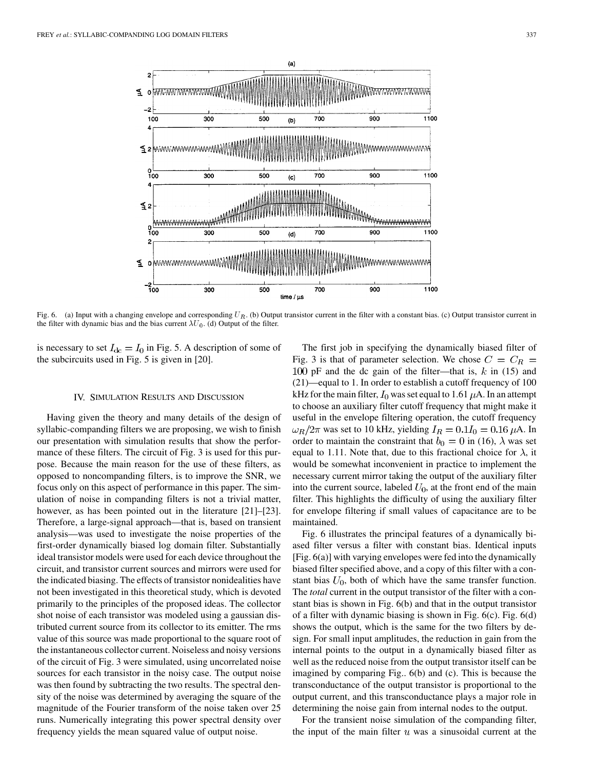(a)

2

μA 0

−2

100 300 500 700 900 1100

(b)

4

μA 2

0

100 300 500 700 900 1100

(c)

4

μA 2

0

100 300 500 700 900 1100

(d)

2

μA 0

−2

100 300 500 700 900 1100

time / μs

Fig. 6. (a) Input with a changing envelope and corresponding $U_R$. (b) Output transistor current in the filter with a constant bias. (c) Output transistor current in the filter with dynamic bias and the bias current $\lambda U_0$. (d) Output of the filter.

is necessary to set $I_{dc} = I_0$ in Fig. 5. A description of some of the subcircuits used in Fig. 5 is given in [20].

## IV. Simulation Results and Discussion

Having given the theory and many details of the design of syllabic-companding filters we are proposing, we wish to finish our presentation with simulation results that show the performance of these filters. The circuit of Fig. 3 is used for this purpose. Because the main reason for the use of these filters, as opposed to noncompanding filters, is to improve the SNR, we focus only on this aspect of performance in this paper. The simulation of noise in companding filters is not a trivial matter, however, as has been pointed out in the literature [21]–[23]. Therefore, a large-signal approach—that is, based on transient analysis—was used to investigate the noise properties of the first-order dynamically biased log domain filter. Substantially ideal transistor models were used for each device throughout the circuit, and transistor current sources and mirrors were used for the indicated biasing. The effects of transistor nonidealities have not been investigated in this theoretical study, which is devoted primarily to the principles of the proposed ideas. The collector shot noise of each transistor was modeled using a gaussian distributed current source from its collector to its emitter. The rms value of this source was made proportional to the square root of the instantaneous collector current. Noiseless and noisy versions of the circuit of Fig. 3 were simulated, using uncorrelated noise sources for each transistor in the noisy case. The output noise was then found by subtracting the two results. The spectral density of the noise was determined by averaging the square of the magnitude of the Fourier transform of the noise taken over 25 runs. Numerically integrating this power spectral density over frequency yields the mean squared value of output noise.

The first job in specifying the dynamically biased filter of Fig. 3 is that of parameter selection. We chose $C = C_R = 100$ pF and the dc gain of the filter—that is, $k$ in (15) and (21)—equal to 1. In order to establish a cutoff frequency of 100 kHz for the main filter, $I_0$ was set equal to 1.61 $\mu$A. In an attempt to choose an auxiliary filter cutoff frequency that might make it useful in the envelope filtering operation, the cutoff frequency $\omega_R/2\pi$ was set to 10 kHz, yielding $I_R = 0.1 I_0 = 0.16$ $\mu$A. In order to maintain the constraint that $b_0 = 0$ in (16), $\lambda$ was set equal to 1.11. Note that, due to this fractional choice for $\lambda$, it would be somewhat inconvenient in practice to implement the necessary current mirror taking the output of the auxiliary filter into the current source, labeled $U_0$, at the front end of the main filter. This highlights the difficulty of using the auxiliary filter for envelope filtering if small values of capacitance are to be maintained.

Fig. 6 illustrates the principal features of a dynamically biased filter versus a filter with constant bias. Identical inputs [Fig. 6(a)] with varying envelopes were fed into the dynamically biased filter specified above, and a copy of this filter with a constant bias $U_0$, both of which have the same transfer function. The *total* current in the output transistor of the filter with a constant bias is shown in Fig. 6(b) and that in the output transistor of a filter with dynamic biasing is shown in Fig. 6(c). Fig. 6(d) shows the output, which is the same for the two filters by design. For small input amplitudes, the reduction in gain from the internal points to the output in a dynamically biased filter as well as the reduced noise from the output transistor itself can be imagined by comparing Fig.. 6(b) and (c). This is because the transconductance of the output transistor is proportional to the output current, and this transconductance plays a major role in determining the noise gain from internal nodes to the output.

For the transient noise simulation of the companding filter, the input of the main filter $u$ was a sinusoidal current at the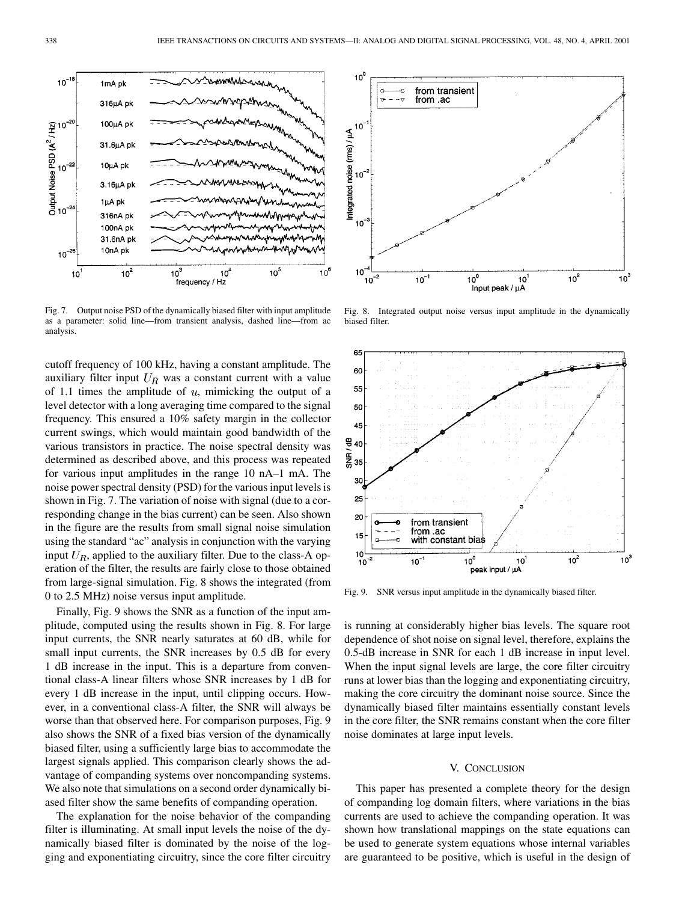$10^{-18}$
1mA pk
316μA pk
100μA pk
31.6μA pk
10μA pk
3.16μA pk
1μA pk
316nA pk
100nA pk
31.6nA pk
10nA pk
Output Noise PSD ($A^2$ / Hz)
$10^{-20}$
$10^{-22}$
$10^{-24}$
$10^{-26}$
$10^1$ $10^2$ $10^3$ $10^4$ $10^5$ $10^6$
frequency / Hz

Fig. 7. Output noise PSD of the dynamically biased filter with input amplitude as a parameter: solid line—from transient analysis, dashed line—from ac analysis.

from transient
from .ac
Integrated noise (rms) / μA
$10^0$ $10^{-1}$ $10^{-2}$ $10^{-3}$ $10^{-4}$
$10^{-2}$ $10^{-1}$ $10^0$ $10^1$ $10^2$ $10^3$
Input peak / μA

Fig. 8. Integrated output noise versus input amplitude in the dynamically biased filter.

cutoff frequency of 100 kHz, having a constant amplitude. The auxiliary filter input $U_R$ was a constant current with a value of 1.1 times the amplitude of $u$, mimicking the output of a level detector with a long averaging time compared to the signal frequency. This ensured a 10% safety margin in the collector current swings, which would maintain good bandwidth of the various transistors in practice. The noise spectral density was determined as described above, and this process was repeated for various input amplitudes in the range 10 nA–1 mA. The noise power spectral density (PSD) for the various input levels is shown in Fig. 7. The variation of noise with signal (due to a corresponding change in the bias current) can be seen. Also shown in the figure are the results from small signal noise simulation using the standard "ac" analysis in conjunction with the varying input $U_R$, applied to the auxiliary filter. Due to the class-A operation of the filter, the results are fairly close to those obtained from large-signal simulation. Fig. 8 shows the integrated (from 0 to 2.5 MHz) noise versus input amplitude.

Finally, Fig. 9 shows the SNR as a function of the input amplitude, computed using the results shown in Fig. 8. For large input currents, the SNR nearly saturates at 60 dB, while for small input currents, the SNR increases by 0.5 dB for every 1 dB increase in the input. This is a departure from conventional class-A linear filters whose SNR increases by 1 dB for every 1 dB increase in the input, until clipping occurs. However, in a conventional class-A filter, the SNR will always be worse than that observed here. For comparison purposes, Fig. 9 also shows the SNR of a fixed bias version of the dynamically biased filter, using a sufficiently large bias to accommodate the largest signals applied. This comparison clearly shows the advantage of companding systems over noncompanding systems. We also note that simulations on a second order dynamically biased filter show the same benefits of companding operation.

The explanation for the noise behavior of the companding filter is illuminating. At small input levels the noise of the dynamically biased filter is dominated by the noise of the logging and exponentiating circuitry, since the core filter circuitry

65 60 55 50 45 40 35 30 25 20 15 10
SNR / dB
from transient
from .ac
with constant bias
$10^{-2}$ $10^{-1}$ $10^0$ $10^1$ $10^2$ $10^3$
peak input / μA

Fig. 9. SNR versus input amplitude in the dynamically biased filter.

is running at considerably higher bias levels. The square root dependence of shot noise on signal level, therefore, explains the 0.5-dB increase in SNR for each 1 dB increase in input level. When the input signal levels are large, the core filter circuitry runs at lower bias than the logging and exponentiating circuitry, making the core circuitry the dominant noise source. Since the dynamically biased filter maintains essentially constant levels in the core filter, the SNR remains constant when the core filter noise dominates at large input levels.

## V. Conclusion

This paper has presented a complete theory for the design of companding log domain filters, where variations in the bias currents are used to achieve the companding operation. It was shown how translational mappings on the state equations can be used to generate system equations whose internal variables are guaranteed to be positive, which is useful in the design of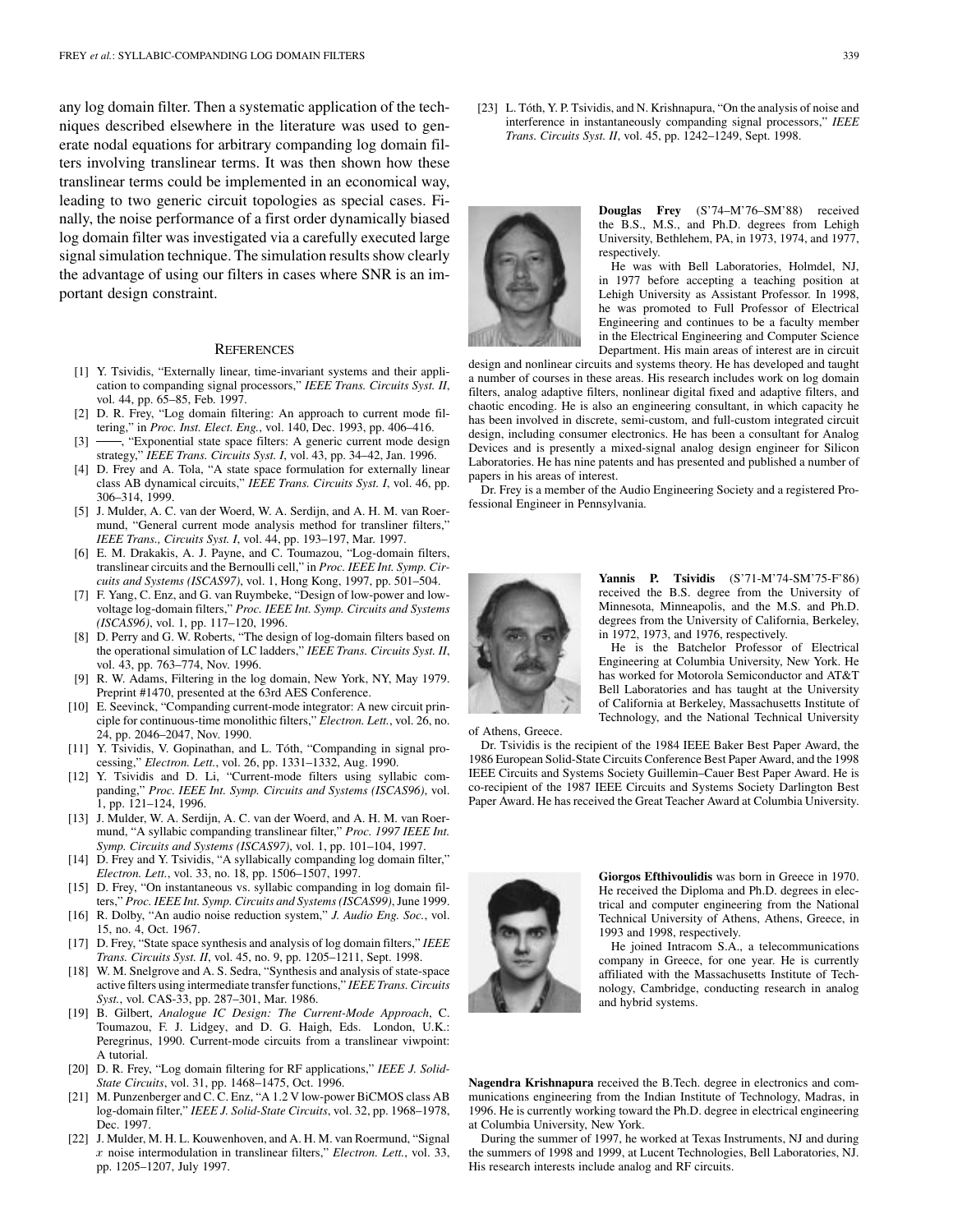any log domain filter. Then a systematic application of the techniques described elsewhere in the literature was used to generate nodal equations for arbitrary companding log domain filters involving translinear terms. It was then shown how these translinear terms could be implemented in an economical way, leading to two generic circuit topologies as special cases. Finally, the noise performance of a first order dynamically biased log domain filter was investigated via a carefully executed large signal simulation technique. The simulation results show clearly the advantage of using our filters in cases where SNR is an important design constraint.

## References

[1] Y. Tsividis, "Externally linear, time-invariant systems and their application to companding signal processors," *IEEE Trans. Circuits Syst. II*, vol. 44, pp. 65–85, Feb. 1997.

[2] D. R. Frey, "Log domain filtering: An approach to current mode filtering," in *Proc. Inst. Elect. Eng.*, vol. 140, Dec. 1993, pp. 406–416.

[3] ——, "Exponential state space filters: A generic current mode design strategy," *IEEE Trans. Circuits Syst. I*, vol. 43, pp. 34–42, Jan. 1996.

[4] D. Frey and A. Tola, "A state space formulation for externally linear class AB dynamical circuits," *IEEE Trans. Circuits Syst. I*, vol. 46, pp. 306–314, 1999.

[5] J. Mulder, A. C. van der Woerd, W. A. Serdijn, and A. H. M. van Roermund, "General current mode analysis method for transliner filters," *IEEE Trans., Circuits Syst. I*, vol. 44, pp. 193–197, Mar. 1997.

[6] E. M. Drakakis, A. J. Payne, and C. Toumazou, "Log-domain filters, translinear circuits and the Bernoulli cell," in *Proc. IEEE Int. Symp. Circuits and Systems (ISCAS97)*, vol. 1, Hong Kong, 1997, pp. 501–504.

[7] F. Yang, C. Enz, and G. van Ruymbeke, "Design of low-power and low-voltage log-domain filters," *Proc. IEEE Int. Symp. Circuits and Systems (ISCAS96)*, vol. 1, pp. 117–120, 1996.

[8] D. Perry and G. W. Roberts, "The design of log-domain filters based on the operational simulation of LC ladders," *IEEE Trans. Circuits Syst. II*, vol. 43, pp. 763–774, Nov. 1996.

[9] R. W. Adams, Filtering in the log domain, New York, NY, May 1979. Preprint #1470, presented at the 63rd AES Conference.

[10] E. Seevinck, "Companding current-mode integrator: A new circuit principle for continuous-time monolithic filters," *Electron. Lett.*, vol. 26, no. 24, pp. 2046–2047, Nov. 1990.

[11] Y. Tsividis, V. Gopinathan, and L. Tóth, "Companding in signal processing," *Electron. Lett.*, vol. 26, pp. 1331–1332, Aug. 1990.

[12] Y. Tsividis and D. Li, "Current-mode filters using syllabic companding," *Proc. IEEE Int. Symp. Circuits and Systems (ISCAS96)*, vol. 1, pp. 121–124, 1996.

[13] J. Mulder, W. A. Serdijn, A. C. van der Woerd, and A. H. M. van Roermund, "A syllabic companding translinear filter," *Proc. 1997 IEEE Int. Symp. Circuits and Systems (ISCAS97)*, vol. 1, pp. 101–104, 1997.

[14] D. Frey and Y. Tsividis, "A syllabically companding log domain filter," *Electron. Lett.*, vol. 33, no. 18, pp. 1506–1507, 1997.

[15] D. Frey, "On instantaneous vs. syllabic companding in log domain filters," *Proc. IEEE Int. Symp. Circuits and Systems (ISCAS99)*, June 1999.

[16] R. Dolby, "An audio noise reduction system," *J. Audio Eng. Soc.*, vol. 15, no. 4, Oct. 1967.

[17] D. Frey, "State space synthesis and analysis of log domain filters," *IEEE Trans. Circuits Syst. II*, vol. 45, no. 9, pp. 1205–1211, Sept. 1998.

[18] W. M. Snelgrove and A. S. Sedra, "Synthesis and analysis of state-space active filters using intermediate transfer functions," *IEEE Trans. Circuits Syst.*, vol. CAS-33, pp. 287–301, Mar. 1986.

[19] B. Gilbert, *Analogue IC Design: The Current-Mode Approach*, C. Toumazou, F. J. Lidgey, and D. G. Haigh, Eds. London, U.K.: Peregrinus, 1990. Current-mode circuits from a translinear viwpoint: A tutorial.

[20] D. R. Frey, "Log domain filtering for RF applications," *IEEE J. Solid-State Circuits*, vol. 31, pp. 1468–1475, Oct. 1996.

[21] M. Punzenberger and C. C. Enz, "A 1.2 V low-power BiCMOS class AB log-domain filter," *IEEE J. Solid-State Circuits*, vol. 32, pp. 1968–1978, Dec. 1997.

[22] J. Mulder, M. H. L. Kouwenhoven, and A. H. M. van Roermund, "Signal $x$ noise intermodulation in translinear filters," *Electron. Lett.*, vol. 33, pp. 1205–1207, July 1997.

[23] L. Tóth, Y. P. Tsividis, and N. Krishnapura, "On the analysis of noise and interference in instantaneously companding signal processors," *IEEE Trans. Circuits Syst. II*, vol. 45, pp. 1242–1249, Sept. 1998.

**Douglas Frey** (S'74–M'76–SM'88) received the B.S., M.S., and Ph.D. degrees from Lehigh University, Bethlehem, PA, in 1973, 1974, and 1977, respectively.

He was with Bell Laboratories, Holmdel, NJ, in 1977 before accepting a teaching position at Lehigh University as Assistant Professor. In 1998, he was promoted to Full Professor of Electrical Engineering and continues to be a faculty member in the Electrical Engineering and Computer Science Department. His main areas of interest are in circuit design and nonlinear circuits and systems theory. He has developed and taught a number of courses in these areas. His research includes work on log domain filters, analog adaptive filters, nonlinear digital fixed and adaptive filters, and chaotic encoding. He is also an engineering consultant, in which capacity he has been involved in discrete, semi-custom, and full-custom integrated circuit design, including consumer electronics. He has been a consultant for Analog Devices and is presently a mixed-signal analog design engineer for Silicon Laboratories. He has nine patents and has presented and published a number of papers in his areas of interest.

Dr. Frey is a member of the Audio Engineering Society and a registered Professional Engineer in Pennsylvania.

**Yannis P. Tsividis** (S'71–M'74–SM'75–F'86) received the B.S. degree from the University of Minnesota, Minneapolis, and the M.S. and Ph.D. degrees from the University of California, Berkeley, in 1972, 1973, and 1976, respectively.

He is the Batchelor Professor of Electrical Engineering at Columbia University, New York. He has worked for Motorola Semiconductor and AT&T Bell Laboratories and has taught at the University of California at Berkeley, Massachusetts Institute of Technology, and the National Technical University of Athens, Greece.

Dr. Tsividis is the recipient of the 1984 IEEE Baker Best Paper Award, the 1986 European Solid-State Circuits Conference Best Paper Award, and the 1998 IEEE Circuits and Systems Society Guillemin–Cauer Best Paper Award. He is co-recipient of the 1987 IEEE Circuits and Systems Society Darlington Best Paper Award. He has received the Great Teacher Award at Columbia University.

**Giorgos Efthivoulidis** was born in Greece in 1970. He received the Diploma and Ph.D. degrees in electrical and computer engineering from the National Technical University of Athens, Athens, Greece, in 1993 and 1998, respectively.

He joined Intracom S.A., a telecommunications company in Greece, for one year. He is currently affiliated with the Massachusetts Institute of Technology, Cambridge, conducting research in analog and hybrid systems.

**Nagendra Krishnapura** received the B.Tech. degree in electronics and communications engineering from the Indian Institute of Technology, Madras, in 1996. He is currently working toward the Ph.D. degree in electrical engineering at Columbia University, New York.

During the summer of 1997, he worked at Texas Instruments, NJ and during the summers of 1998 and 1999, at Lucent Technologies, Bell Laboratories, NJ. His research interests include analog and RF circuits.